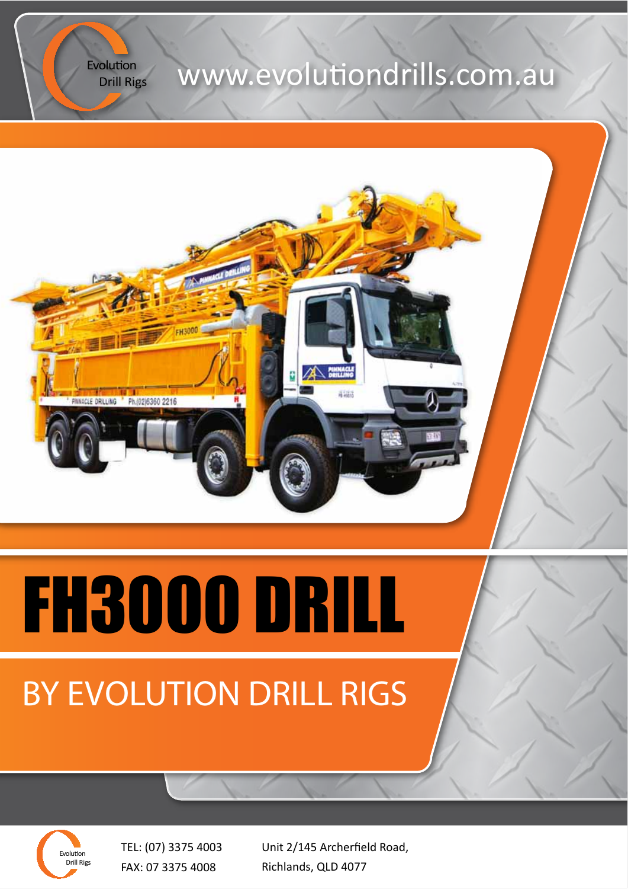Evolution Drill Rigs

www.evolutiondrills.com.au

# FH3000 DRILL

## BY EVOLUTION DRILL RIGS

Evolution Drill Rigs

TEL: (07) 3375 4003
FAX: 07 3375 4008

Unit 2/145 Archerfield Road,
Richlands, QLD 4077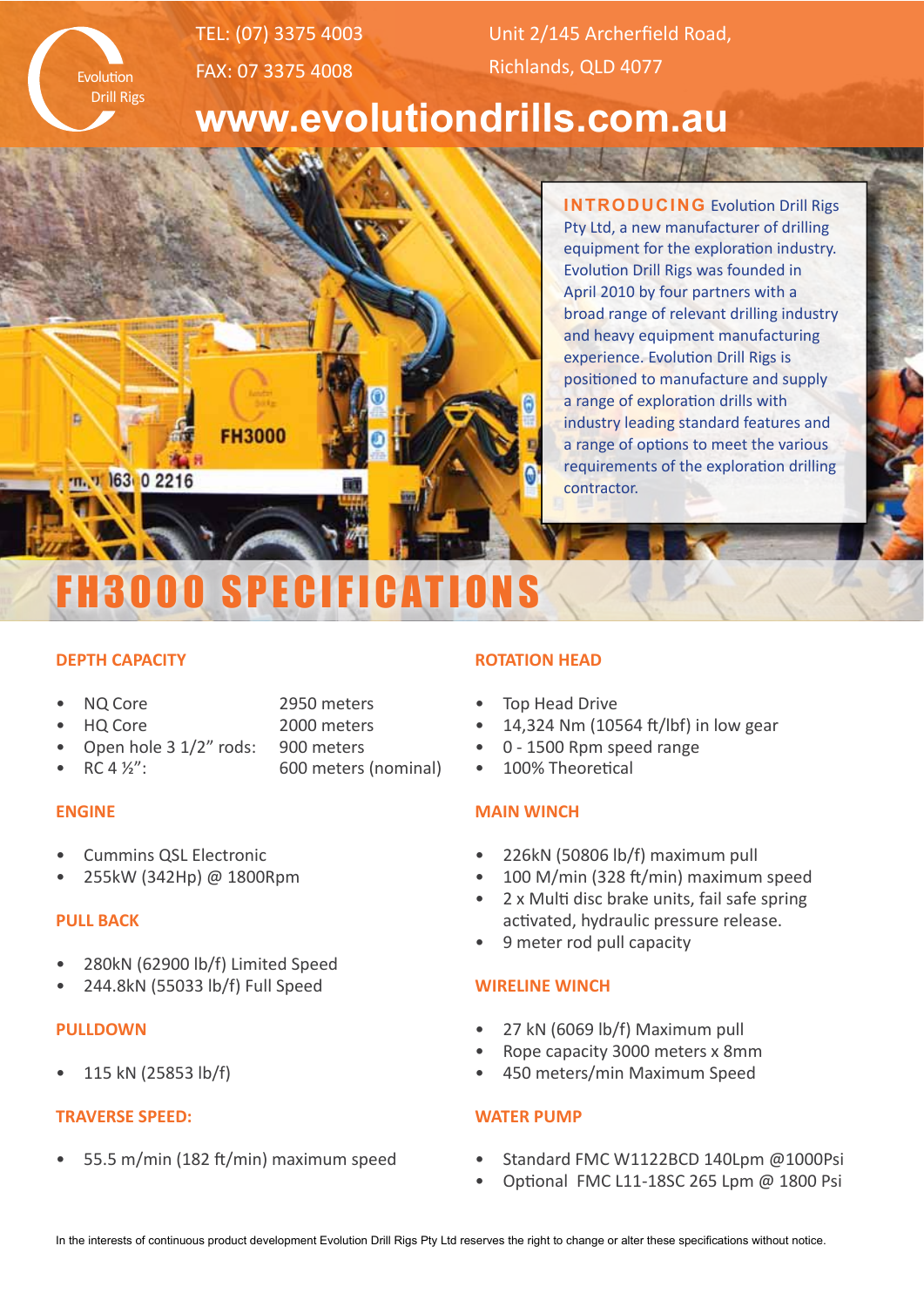Evolution Drill Rigs

TEL: (07) 3375 4003

FAX: 07 3375 4008

Unit 2/145 Archerfield Road, Richlands, QLD 4077

**www.evolutiondrills.com.au**

**INTRODUCING** Evolution Drill Rigs Pty Ltd, a new manufacturer of drilling equipment for the exploration industry. Evolution Drill Rigs was founded in April 2010 by four partners with a broad range of relevant drilling industry and heavy equipment manufacturing experience. Evolution Drill Rigs is positioned to manufacture and supply a range of exploration drills with industry leading standard features and a range of options to meet the various requirements of the exploration drilling contractor.

# FH3000 SPECIFICATIONS

## DEPTH CAPACITY

| | |
|---|---|
| NQ Core | 2950 meters |
| HQ Core | 2000 meters |
| Open hole 3 1/2” rods: | 900 meters |
| RC 4 ½”: | 600 meters (nominal) |

## ENGINE

- Cummins QSL Electronic
- 255kW (342Hp) @ 1800Rpm

## PULL BACK

- 280kN (62900 lb/f) Limited Speed
- 244.8kN (55033 lb/f) Full Speed

## PULLDOWN

- 115 kN (25853 lb/f)

## TRAVERSE SPEED:

- 55.5 m/min (182 ft/min) maximum speed

## ROTATION HEAD

- Top Head Drive
- 14,324 Nm (10564 ft/lbf) in low gear
- 0 - 1500 Rpm speed range
- 100% Theoretical

## MAIN WINCH

- 226kN (50806 lb/f) maximum pull
- 100 M/min (328 ft/min) maximum speed
- 2 x Multi disc brake units, fail safe spring activated, hydraulic pressure release.
- 9 meter rod pull capacity

## WIRELINE WINCH

- 27 kN (6069 lb/f) Maximum pull
- Rope capacity 3000 meters x 8mm
- 450 meters/min Maximum Speed

## WATER PUMP

- Standard FMC W1122BCD 140Lpm @1000Psi
- Optional FMC L11-18SC 265 Lpm @ 1800 Psi

In the interests of continuous product development Evolution Drill Rigs Pty Ltd reserves the right to change or alter these specifications without notice.